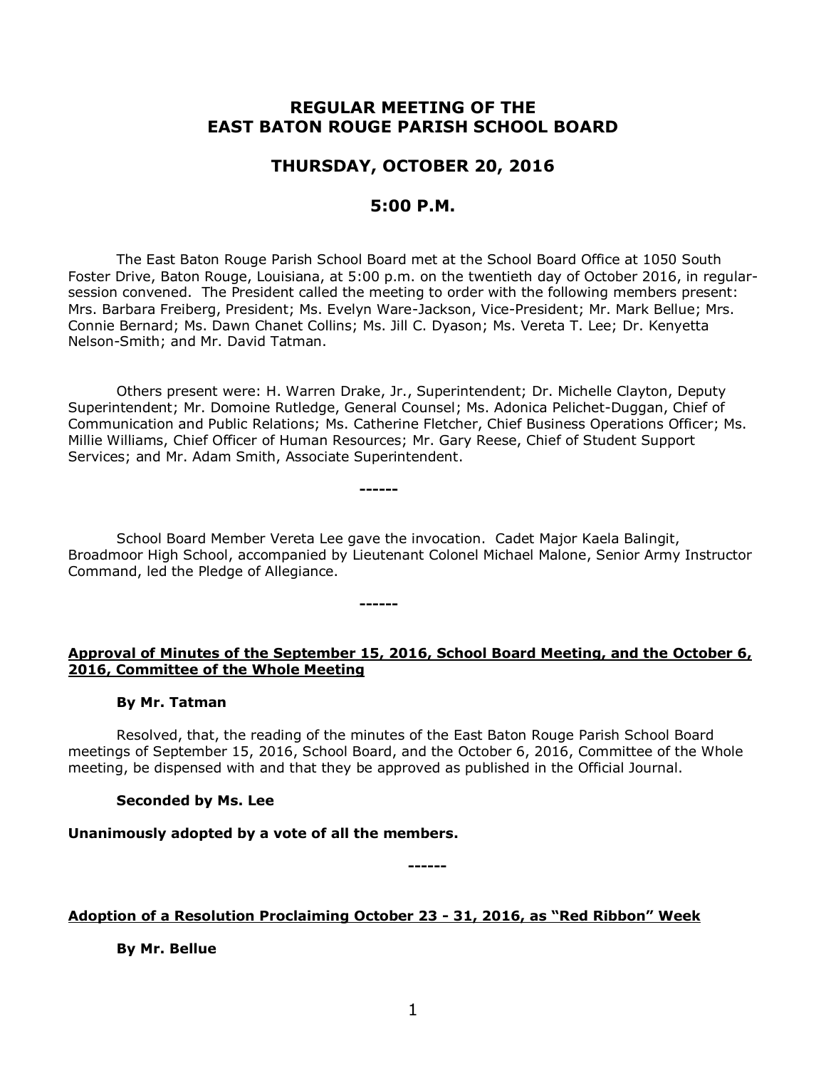# REGULAR MEETING OF THE EAST BATON ROUGE PARISH SCHOOL BOARD

## THURSDAY, OCTOBER 20, 2016

## 5:00 P.M.

The East Baton Rouge Parish School Board met at the School Board Office at 1050 South Foster Drive, Baton Rouge, Louisiana, at 5:00 p.m. on the twentieth day of October 2016, in regular-session convened. The President called the meeting to order with the following members present: Mrs. Barbara Freiberg, President; Ms. Evelyn Ware-Jackson, Vice-President; Mr. Mark Bellue; Mrs. Connie Bernard; Ms. Dawn Chanet Collins; Ms. Jill C. Dyason; Ms. Vereta T. Lee; Dr. Kenyetta Nelson-Smith; and Mr. David Tatman.

Others present were: H. Warren Drake, Jr., Superintendent; Dr. Michelle Clayton, Deputy Superintendent; Mr. Domoine Rutledge, General Counsel; Ms. Adonica Pelichet-Duggan, Chief of Communication and Public Relations; Ms. Catherine Fletcher, Chief Business Operations Officer; Ms. Millie Williams, Chief Officer of Human Resources; Mr. Gary Reese, Chief of Student Support Services; and Mr. Adam Smith, Associate Superintendent.

------

School Board Member Vereta Lee gave the invocation. Cadet Major Kaela Balingit, Broadmoor High School, accompanied by Lieutenant Colonel Michael Malone, Senior Army Instructor Command, led the Pledge of Allegiance.

------

**Approval of Minutes of the September 15, 2016, School Board Meeting, and the October 6, 2016, Committee of the Whole Meeting**

**By Mr. Tatman**

Resolved, that, the reading of the minutes of the East Baton Rouge Parish School Board meetings of September 15, 2016, School Board, and the October 6, 2016, Committee of the Whole meeting, be dispensed with and that they be approved as published in the Official Journal.

**Seconded by Ms. Lee**

**Unanimously adopted by a vote of all the members.**

------

**Adoption of a Resolution Proclaiming October 23 - 31, 2016, as "Red Ribbon" Week**

**By Mr. Bellue**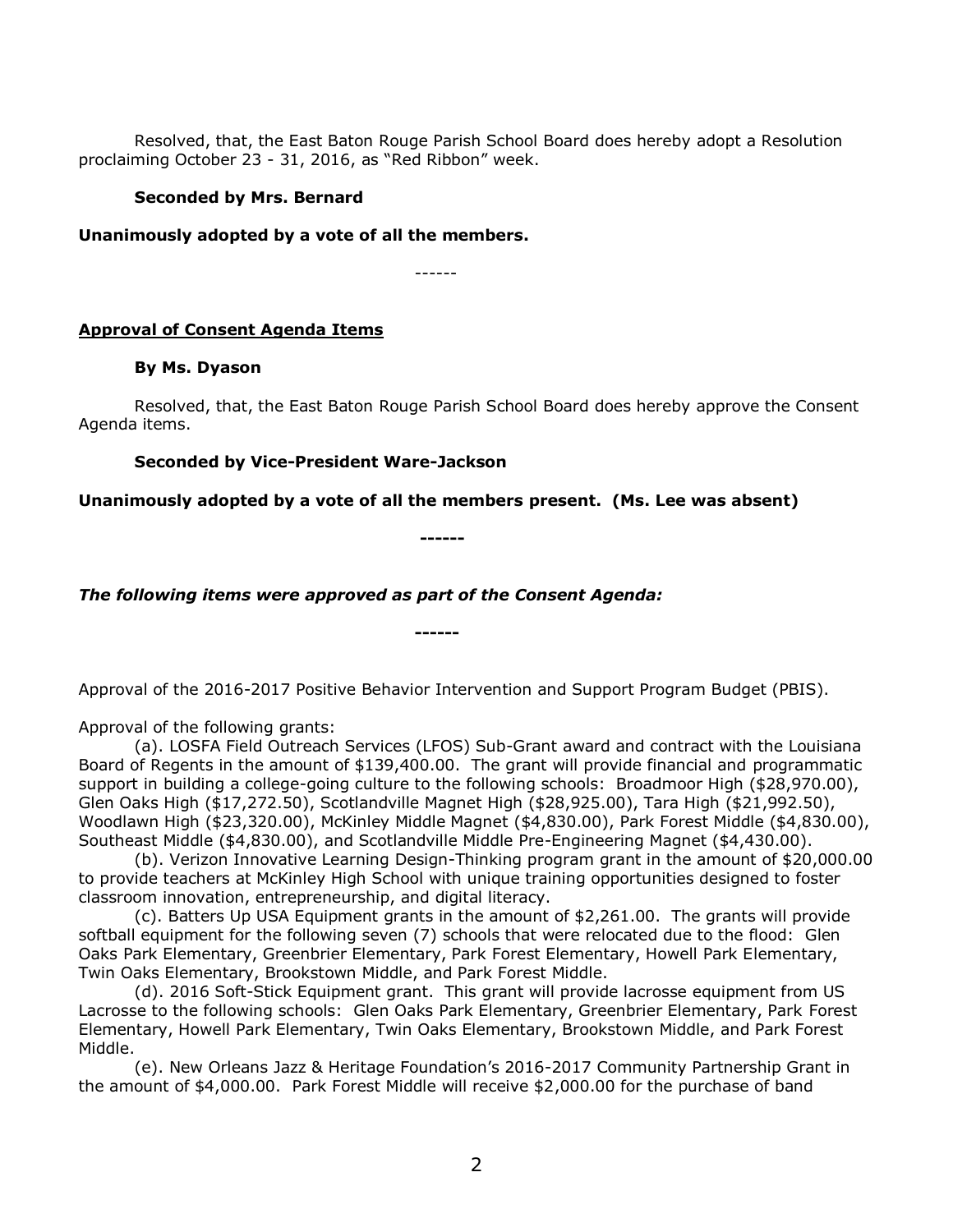Resolved, that, the East Baton Rouge Parish School Board does hereby adopt a Resolution proclaiming October 23 - 31, 2016, as "Red Ribbon" week.

**Seconded by Mrs. Bernard**

**Unanimously adopted by a vote of all the members.**

------

**Approval of Consent Agenda Items**

**By Ms. Dyason**

Resolved, that, the East Baton Rouge Parish School Board does hereby approve the Consent Agenda items.

**Seconded by Vice-President Ware-Jackson**

**Unanimously adopted by a vote of all the members present. (Ms. Lee was absent)**

**------**

***The following items were approved as part of the Consent Agenda:***

**------**

Approval of the 2016-2017 Positive Behavior Intervention and Support Program Budget (PBIS).

Approval of the following grants:

(a). LOSFA Field Outreach Services (LFOS) Sub-Grant award and contract with the Louisiana Board of Regents in the amount of $139,400.00. The grant will provide financial and programmatic support in building a college-going culture to the following schools: Broadmoor High ($28,970.00), Glen Oaks High ($17,272.50), Scotlandville Magnet High ($28,925.00), Tara High ($21,992.50), Woodlawn High ($23,320.00), McKinley Middle Magnet ($4,830.00), Park Forest Middle ($4,830.00), Southeast Middle ($4,830.00), and Scotlandville Middle Pre-Engineering Magnet ($4,430.00).

(b). Verizon Innovative Learning Design-Thinking program grant in the amount of $20,000.00 to provide teachers at McKinley High School with unique training opportunities designed to foster classroom innovation, entrepreneurship, and digital literacy.

(c). Batters Up USA Equipment grants in the amount of $2,261.00. The grants will provide softball equipment for the following seven (7) schools that were relocated due to the flood: Glen Oaks Park Elementary, Greenbrier Elementary, Park Forest Elementary, Howell Park Elementary, Twin Oaks Elementary, Brookstown Middle, and Park Forest Middle.

(d). 2016 Soft-Stick Equipment grant. This grant will provide lacrosse equipment from US Lacrosse to the following schools: Glen Oaks Park Elementary, Greenbrier Elementary, Park Forest Elementary, Howell Park Elementary, Twin Oaks Elementary, Brookstown Middle, and Park Forest Middle.

(e). New Orleans Jazz & Heritage Foundation's 2016-2017 Community Partnership Grant in the amount of $4,000.00. Park Forest Middle will receive $2,000.00 for the purchase of band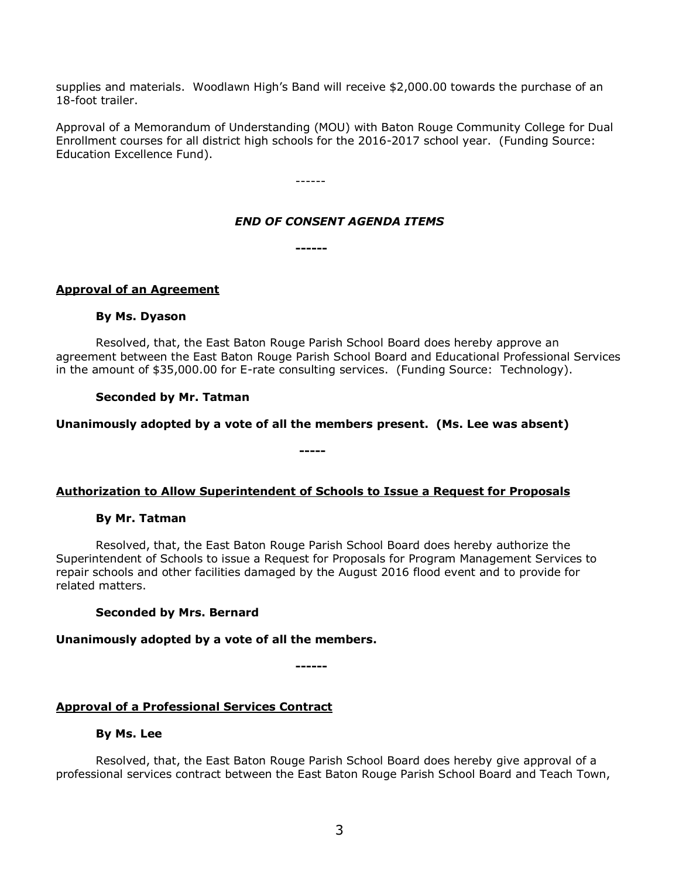supplies and materials. Woodlawn High's Band will receive $2,000.00 towards the purchase of an 18-foot trailer.

Approval of a Memorandum of Understanding (MOU) with Baton Rouge Community College for Dual Enrollment courses for all district high schools for the 2016-2017 school year. (Funding Source: Education Excellence Fund).

------

***END OF CONSENT AGENDA ITEMS***

**------**

**Approval of an Agreement**

**By Ms. Dyason**

Resolved, that, the East Baton Rouge Parish School Board does hereby approve an agreement between the East Baton Rouge Parish School Board and Educational Professional Services in the amount of $35,000.00 for E-rate consulting services. (Funding Source: Technology).

**Seconded by Mr. Tatman**

**Unanimously adopted by a vote of all the members present. (Ms. Lee was absent)**

**-----**

**Authorization to Allow Superintendent of Schools to Issue a Request for Proposals**

**By Mr. Tatman**

Resolved, that, the East Baton Rouge Parish School Board does hereby authorize the Superintendent of Schools to issue a Request for Proposals for Program Management Services to repair schools and other facilities damaged by the August 2016 flood event and to provide for related matters.

**Seconded by Mrs. Bernard**

**Unanimously adopted by a vote of all the members.**

**------**

**Approval of a Professional Services Contract**

**By Ms. Lee**

Resolved, that, the East Baton Rouge Parish School Board does hereby give approval of a professional services contract between the East Baton Rouge Parish School Board and Teach Town,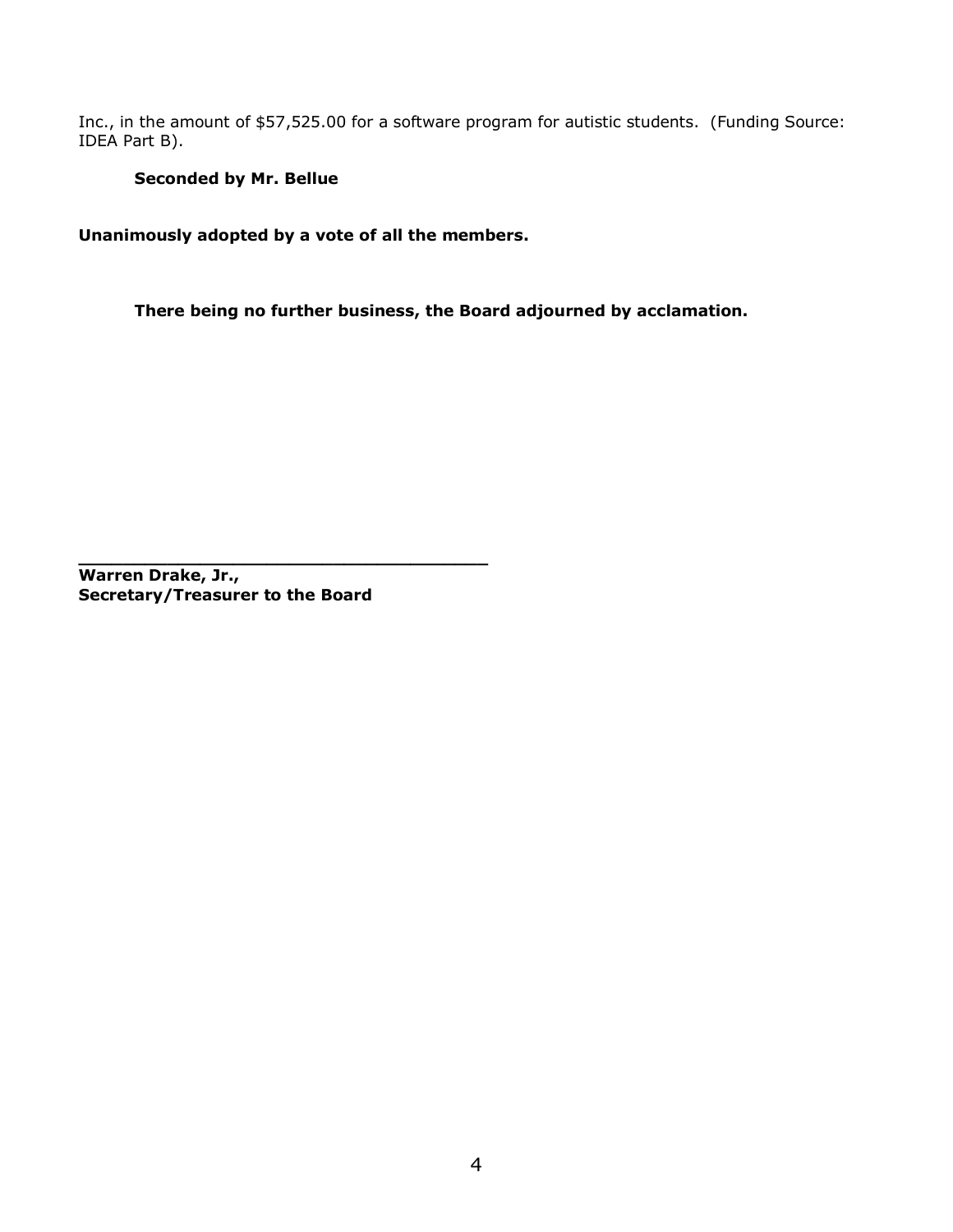Inc., in the amount of $57,525.00 for a software program for autistic students. (Funding Source: IDEA Part B).

**Seconded by Mr. Bellue**

**Unanimously adopted by a vote of all the members.**

**There being no further business, the Board adjourned by acclamation.**

**\_\_\_\_\_\_\_\_\_\_\_\_\_\_\_\_\_\_\_\_\_\_\_\_\_\_\_\_\_\_\_\_\_\_\_\_\_\_**
**Warren Drake, Jr.,**
**Secretary/Treasurer to the Board**